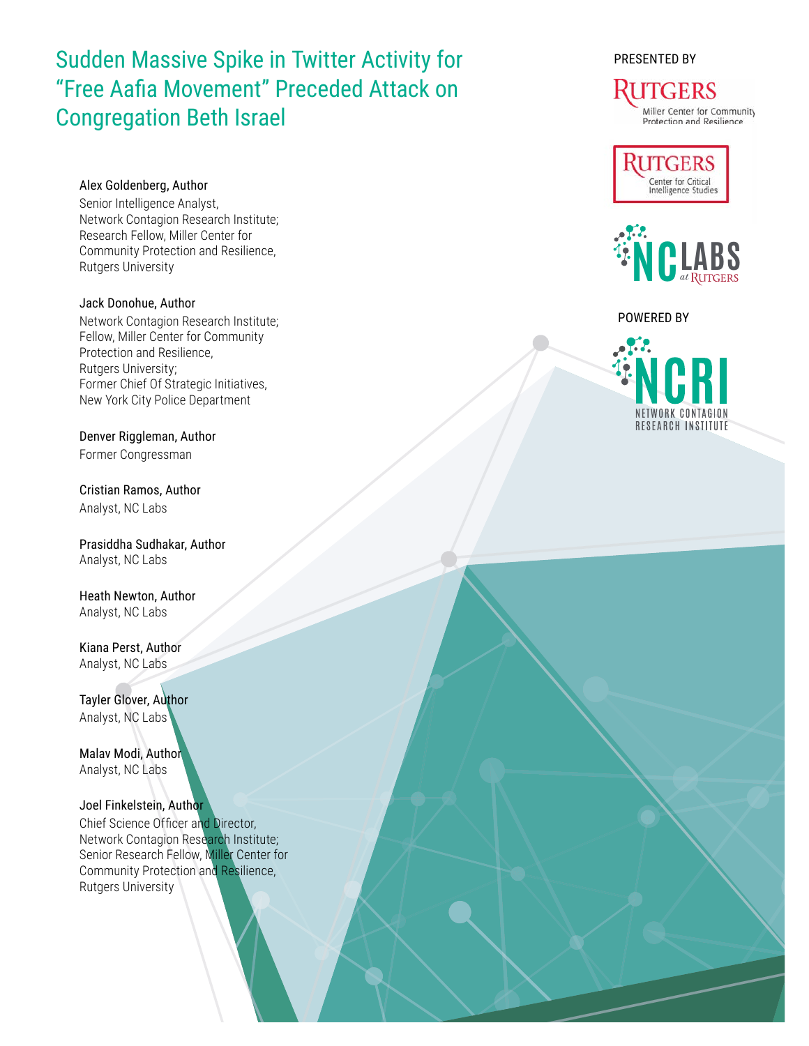# Sudden Massive Spike in Twitter Activity for "Free Aafia Movement" Preceded Attack on Congregation Beth Israel

PRESENTED BY

RUTGERS
Miller Center for Community Protection and Resilience

RUTGERS
Center for Critical Intelligence Studies

NC LABS at RUTGERS

POWERED BY

NCRI
NETWORK CONTAGION RESEARCH INSTITUTE

**Alex Goldenberg, Author**
Senior Intelligence Analyst,
Network Contagion Research Institute;
Research Fellow, Miller Center for Community Protection and Resilience,
Rutgers University

**Jack Donohue, Author**
Network Contagion Research Institute;
Fellow, Miller Center for Community Protection and Resilience,
Rutgers University;
Former Chief Of Strategic Initiatives,
New York City Police Department

**Denver Riggleman, Author**
Former Congressman

**Cristian Ramos, Author**
Analyst, NC Labs

**Prasiddha Sudhakar, Author**
Analyst, NC Labs

**Heath Newton, Author**
Analyst, NC Labs

**Kiana Perst, Author**
Analyst, NC Labs

**Tayler Glover, Author**
Analyst, NC Labs

**Malav Modi, Author**
Analyst, NC Labs

**Joel Finkelstein, Author**
Chief Science Officer and Director,
Network Contagion Research Institute;
Senior Research Fellow, Miller Center for Community Protection and Resilience,
Rutgers University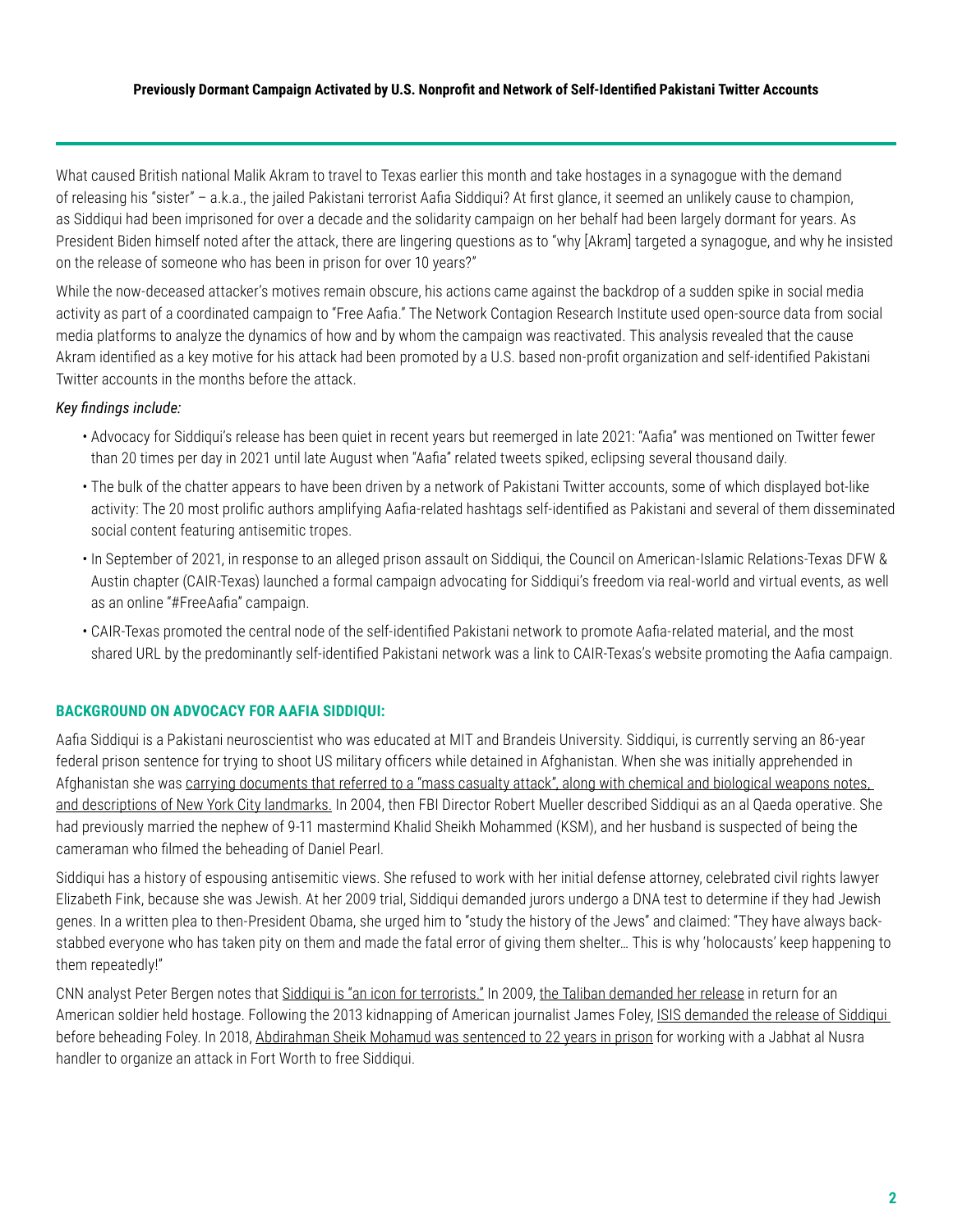**Previously Dormant Campaign Activated by U.S. Nonprofit and Network of Self-Identified Pakistani Twitter Accounts**

What caused British national Malik Akram to travel to Texas earlier this month and take hostages in a synagogue with the demand of releasing his "sister" – a.k.a., the jailed Pakistani terrorist Aafia Siddiqui? At first glance, it seemed an unlikely cause to champion, as Siddiqui had been imprisoned for over a decade and the solidarity campaign on her behalf had been largely dormant for years. As President Biden himself noted after the attack, there are lingering questions as to "why [Akram] targeted a synagogue, and why he insisted on the release of someone who has been in prison for over 10 years?"

While the now-deceased attacker's motives remain obscure, his actions came against the backdrop of a sudden spike in social media activity as part of a coordinated campaign to "Free Aafia." The Network Contagion Research Institute used open-source data from social media platforms to analyze the dynamics of how and by whom the campaign was reactivated. This analysis revealed that the cause Akram identified as a key motive for his attack had been promoted by a U.S. based non-profit organization and self-identified Pakistani Twitter accounts in the months before the attack.

*Key findings include:*

- Advocacy for Siddiqui's release has been quiet in recent years but reemerged in late 2021: "Aafia" was mentioned on Twitter fewer than 20 times per day in 2021 until late August when "Aafia" related tweets spiked, eclipsing several thousand daily.
- The bulk of the chatter appears to have been driven by a network of Pakistani Twitter accounts, some of which displayed bot-like activity: The 20 most prolific authors amplifying Aafia-related hashtags self-identified as Pakistani and several of them disseminated social content featuring antisemitic tropes.
- In September of 2021, in response to an alleged prison assault on Siddiqui, the Council on American-Islamic Relations-Texas DFW & Austin chapter (CAIR-Texas) launched a formal campaign advocating for Siddiqui's freedom via real-world and virtual events, as well as an online "#FreeAafia" campaign.
- CAIR-Texas promoted the central node of the self-identified Pakistani network to promote Aafia-related material, and the most shared URL by the predominantly self-identified Pakistani network was a link to CAIR-Texas's website promoting the Aafia campaign.

## BACKGROUND ON ADVOCACY FOR AAFIA SIDDIQUI:

Aafia Siddiqui is a Pakistani neuroscientist who was educated at MIT and Brandeis University. Siddiqui, is currently serving an 86-year federal prison sentence for trying to shoot US military officers while detained in Afghanistan. When she was initially apprehended in Afghanistan she was carrying documents that referred to a "mass casualty attack", along with chemical and biological weapons notes, and descriptions of New York City landmarks. In 2004, then FBI Director Robert Mueller described Siddiqui as an al Qaeda operative. She had previously married the nephew of 9-11 mastermind Khalid Sheikh Mohammed (KSM), and her husband is suspected of being the cameraman who filmed the beheading of Daniel Pearl.

Siddiqui has a history of espousing antisemitic views. She refused to work with her initial defense attorney, celebrated civil rights lawyer Elizabeth Fink, because she was Jewish. At her 2009 trial, Siddiqui demanded jurors undergo a DNA test to determine if they had Jewish genes. In a written plea to then-President Obama, she urged him to "study the history of the Jews" and claimed: "They have always back-stabbed everyone who has taken pity on them and made the fatal error of giving them shelter… This is why 'holocausts' keep happening to them repeatedly!"

CNN analyst Peter Bergen notes that Siddiqui is "an icon for terrorists." In 2009, the Taliban demanded her release in return for an American soldier held hostage. Following the 2013 kidnapping of American journalist James Foley, ISIS demanded the release of Siddiqui before beheading Foley. In 2018, Abdirahman Sheik Mohamud was sentenced to 22 years in prison for working with a Jabhat al Nusra handler to organize an attack in Fort Worth to free Siddiqui.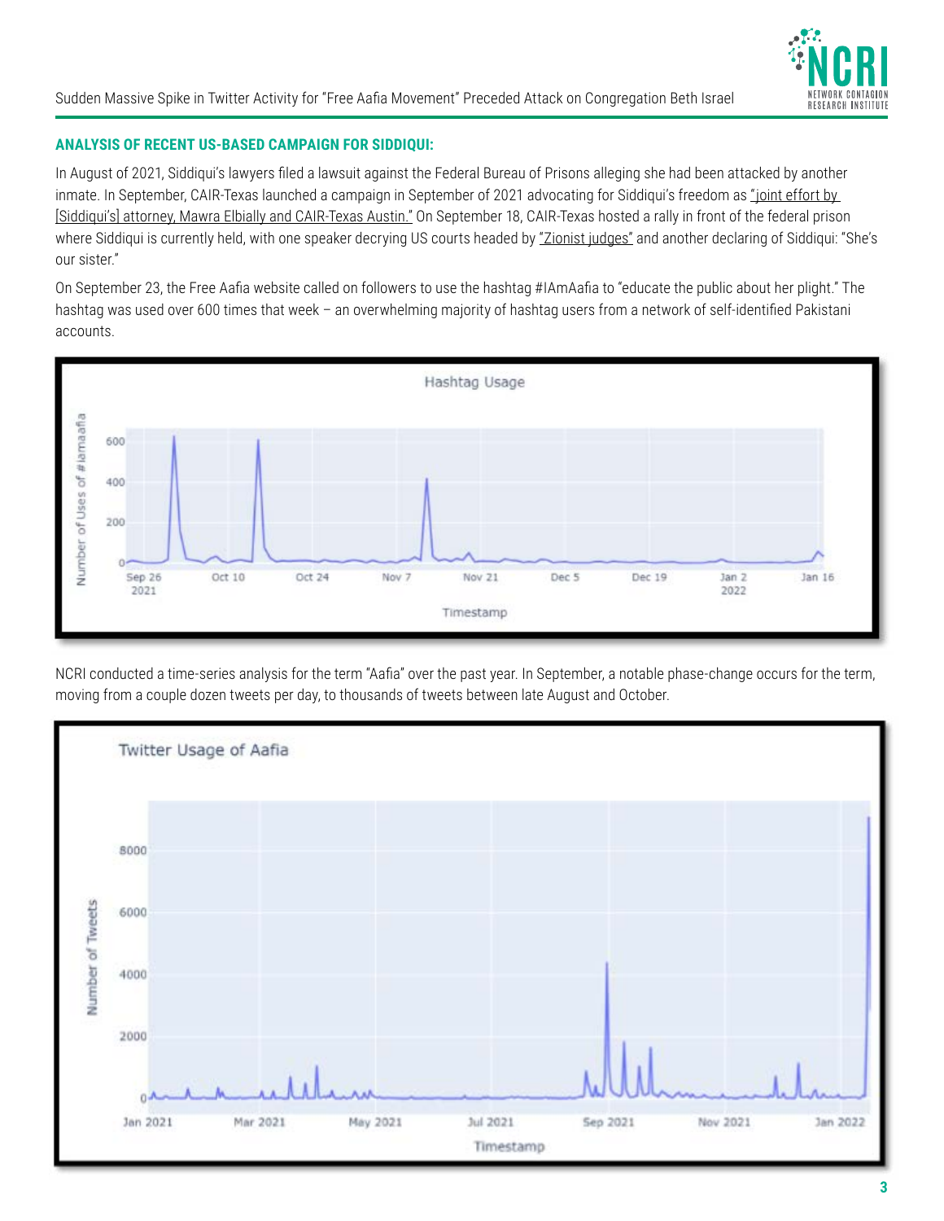**ANALYSIS OF RECENT US-BASED CAMPAIGN FOR SIDDIQUI:**

In August of 2021, Siddiqui's lawyers filed a lawsuit against the Federal Bureau of Prisons alleging she had been attacked by another inmate. In September, CAIR-Texas launched a campaign in September of 2021 advocating for Siddiqui's freedom as "joint effort by [Siddiqui's] attorney, Mawra Elbially and CAIR-Texas Austin." On September 18, CAIR-Texas hosted a rally in front of the federal prison where Siddiqui is currently held, with one speaker decrying US courts headed by "Zionist judges" and another declaring of Siddiqui: "She's our sister."

On September 23, the Free Aafia website called on followers to use the hashtag #IAmAafia to "educate the public about her plight." The hashtag was used over 600 times that week – an overwhelming majority of hashtag users from a network of self-identified Pakistani accounts.

NCRI conducted a time-series analysis for the term "Aafia" over the past year. In September, a notable phase-change occurs for the term, moving from a couple dozen tweets per day, to thousands of tweets between late August and October.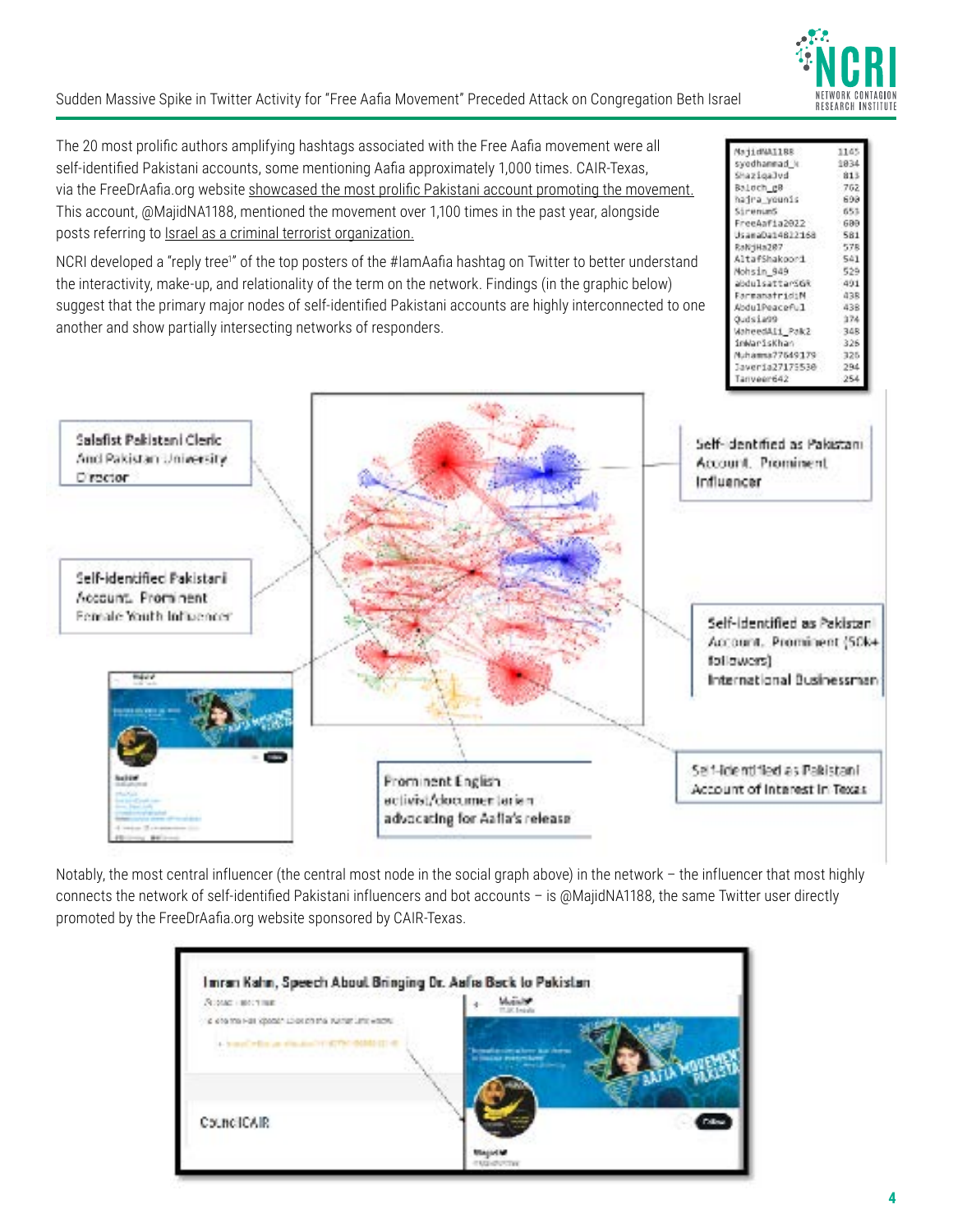The 20 most prolific authors amplifying hashtags associated with the Free Aafia movement were all self-identified Pakistani accounts, some mentioning Aafia approximately 1,000 times. CAIR-Texas, via the FreeDrAafia.org website showcased the most prolific Pakistani account promoting the movement. This account, @MajidNA1188, mentioned the movement over 1,100 times in the past year, alongside posts referring to Israel as a criminal terrorist organization.

| | |
|---|---|
| MajidNA1188 | 1145 |
| syedhammad_k | 1034 |
| ShaziqaJvd | 813 |
| Baloch_g8 | 762 |
| hajra_younis | 690 |
| SirenamS | 653 |
| FreeAafia2022 | 600 |
| UsamaDa14822168 | 581 |
| RaNjHa287 | 578 |
| AltafShakoor1 | 541 |
| Mohsin_949 | 529 |
| abdulsattar56R | 491 |
| FarmanatridiM | 438 |
| AbdulPeaceful | 438 |
| Qudsia99 | 374 |
| WaheedAli_Pak2 | 348 |
| ImWarisKhan | 326 |
| Muhamma77649179 | 325 |
| Javeria27175530 | 294 |
| Tanveer642 | 254 |

NCRI developed a "reply tree[1]" of the top posters of the #IamAafia hashtag on Twitter to better understand the interactivity, make-up, and relationality of the term on the network. Findings (in the graphic below) suggest that the primary major nodes of self-identified Pakistani accounts are highly interconnected to one another and show partially intersecting networks of responders.

Salafist Pakistani Cleric And Pakistan University Director

Self-identified Pakistani Account. Prominent Female Youth Influencer

Self-identified as Pakistani Account. Prominent Influencer

Self-identified as Pakistani Account. Prominent (50k+ followers) International Businessman

Prominent English activist/documentarian advocating for Aafia's release

Self-identified as Pakistani Account of Interest in Texas

Notably, the most central influencer (the central most node in the social graph above) in the network – the influencer that most highly connects the network of self-identified Pakistani influencers and bot accounts – is @MajidNA1188, the same Twitter user directly promoted by the FreeDrAafia.org website sponsored by CAIR-Texas.

Imran Kahn, Speech About Bringing Dr. Aafia Back to Pakistan

CouncilCAIR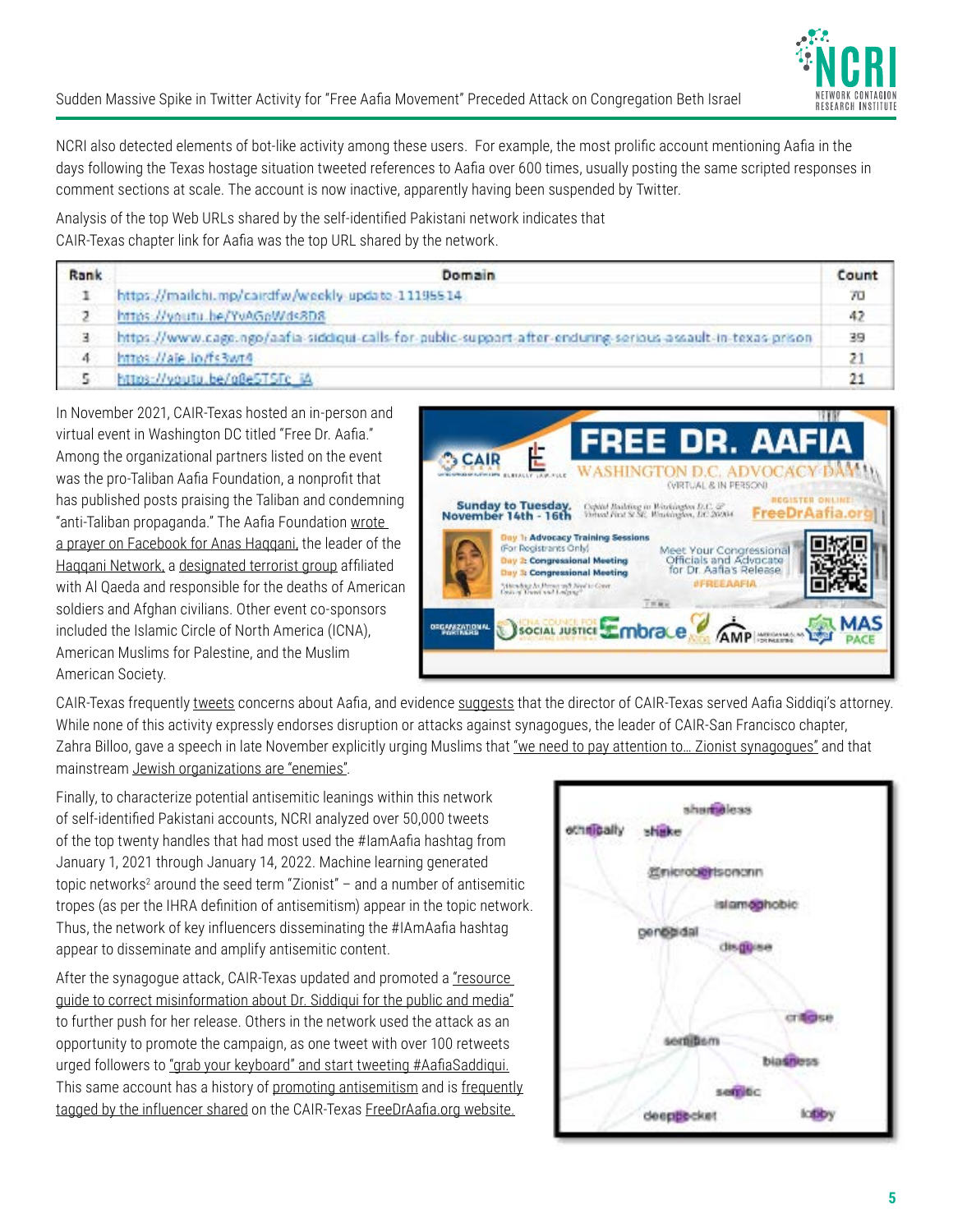NCRI also detected elements of bot-like activity among these users. For example, the most prolific account mentioning Aafia in the days following the Texas hostage situation tweeted references to Aafia over 600 times, usually posting the same scripted responses in comment sections at scale. The account is now inactive, apparently having been suspended by Twitter.

Analysis of the top Web URLs shared by the self-identified Pakistani network indicates that CAIR-Texas chapter link for Aafia was the top URL shared by the network.

| Rank | Domain | Count |
|---|---|---|
| 1 | https://mailchi.mp/cairdfw/weekly-update-11195514 | 70 |
| 2 | https://youtu.be/YuAGpWds8D8 | 42 |
| 3 | https://www.cage.ngo/aafia-siddiqui-calls-for-public-support-after-enduring-serious-assault-in-texas-prison | 39 |
| 4 | https://aje.io/fs3wt4 | 21 |
| 5 | https://youtu.be/g8e5TSTc_iA | 21 |

In November 2021, CAIR-Texas hosted an in-person and virtual event in Washington DC titled "Free Dr. Aafia." Among the organizational partners listed on the event was the pro-Taliban Aafia Foundation, a nonprofit that has published posts praising the Taliban and condemning "anti-Taliban propaganda." The Aafia Foundation wrote a prayer on Facebook for Anas Haqqani, the leader of the Haqqani Network, a designated terrorist group affiliated with Al Qaeda and responsible for the deaths of American soldiers and Afghan civilians. Other event co-sponsors included the Islamic Circle of North America (ICNA), American Muslims for Palestine, and the Muslim American Society.

CAIR-Texas frequently tweets concerns about Aafia, and evidence suggests that the director of CAIR-Texas served Aafia Siddiqi's attorney. While none of this activity expressly endorses disruption or attacks against synagogues, the leader of CAIR-San Francisco chapter, Zahra Billoo, gave a speech in late November explicitly urging Muslims that "we need to pay attention to… Zionist synagogues" and that mainstream Jewish organizations are "enemies".

Finally, to characterize potential antisemitic leanings within this network of self-identified Pakistani accounts, NCRI analyzed over 50,000 tweets of the top twenty handles that had most used the #IamAafia hashtag from January 1, 2021 through January 14, 2022. Machine learning generated topic networks[2] around the seed term "Zionist" – and a number of antisemitic tropes (as per the IHRA definition of antisemitism) appear in the topic network. Thus, the network of key influencers disseminating the #IAmAafia hashtag appear to disseminate and amplify antisemitic content.

After the synagogue attack, CAIR-Texas updated and promoted a "resource guide to correct misinformation about Dr. Siddiqui for the public and media" to further push for her release. Others in the network used the attack as an opportunity to promote the campaign, as one tweet with over 100 retweets urged followers to "grab your keyboard" and start tweeting #AafiaSaddiqui. This same account has a history of promoting antisemitism and is frequently tagged by the influencer shared on the CAIR-Texas FreeDrAafia.org website.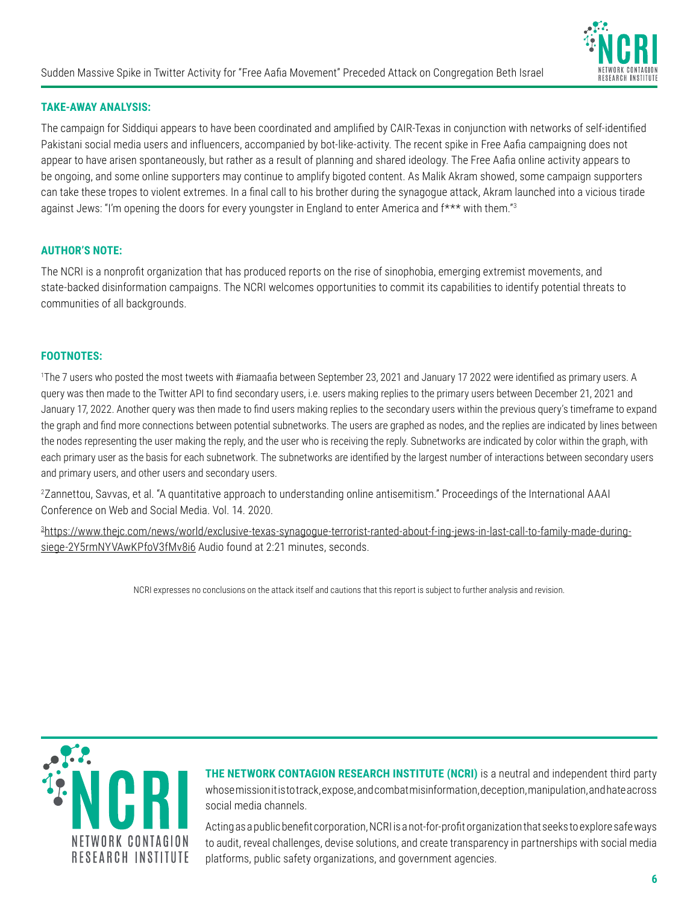**TAKE-AWAY ANALYSIS:**

The campaign for Siddiqui appears to have been coordinated and amplified by CAIR-Texas in conjunction with networks of self-identified Pakistani social media users and influencers, accompanied by bot-like-activity. The recent spike in Free Aafia campaigning does not appear to have arisen spontaneously, but rather as a result of planning and shared ideology. The Free Aafia online activity appears to be ongoing, and some online supporters may continue to amplify bigoted content. As Malik Akram showed, some campaign supporters can take these tropes to violent extremes. In a final call to his brother during the synagogue attack, Akram launched into a vicious tirade against Jews: "I'm opening the doors for every youngster in England to enter America and f*** with them."[3]

**AUTHOR'S NOTE:**

The NCRI is a nonprofit organization that has produced reports on the rise of sinophobia, emerging extremist movements, and state-backed disinformation campaigns. The NCRI welcomes opportunities to commit its capabilities to identify potential threats to communities of all backgrounds.

**FOOTNOTES:**

[1]The 7 users who posted the most tweets with #iamaafia between September 23, 2021 and January 17 2022 were identified as primary users. A query was then made to the Twitter API to find secondary users, i.e. users making replies to the primary users between December 21, 2021 and January 17, 2022. Another query was then made to find users making replies to the secondary users within the previous query's timeframe to expand the graph and find more connections between potential subnetworks. The users are graphed as nodes, and the replies are indicated by lines between the nodes representing the user making the reply, and the user who is receiving the reply. Subnetworks are indicated by color within the graph, with each primary user as the basis for each subnetwork. The subnetworks are identified by the largest number of interactions between secondary users and primary users, and other users and secondary users.

[2]Zannettou, Savvas, et al. "A quantitative approach to understanding online antisemitism." Proceedings of the International AAAI Conference on Web and Social Media. Vol. 14. 2020.

[3]https://www.thejc.com/news/world/exclusive-texas-synagogue-terrorist-ranted-about-f-ing-jews-in-last-call-to-family-made-during-siege-2Y5rmNYVAwKPfoV3fMv8i6 Audio found at 2:21 minutes, seconds.

NCRI expresses no conclusions on the attack itself and cautions that this report is subject to further analysis and revision.

**THE NETWORK CONTAGION RESEARCH INSTITUTE (NCRI)** is a neutral and independent third party whose mission it is to track, expose, and combat misinformation, deception, manipulation, and hate across social media channels.

Acting as a public benefit corporation, NCRI is a not-for-profit organization that seeks to explore safe ways to audit, reveal challenges, devise solutions, and create transparency in partnerships with social media platforms, public safety organizations, and government agencies.